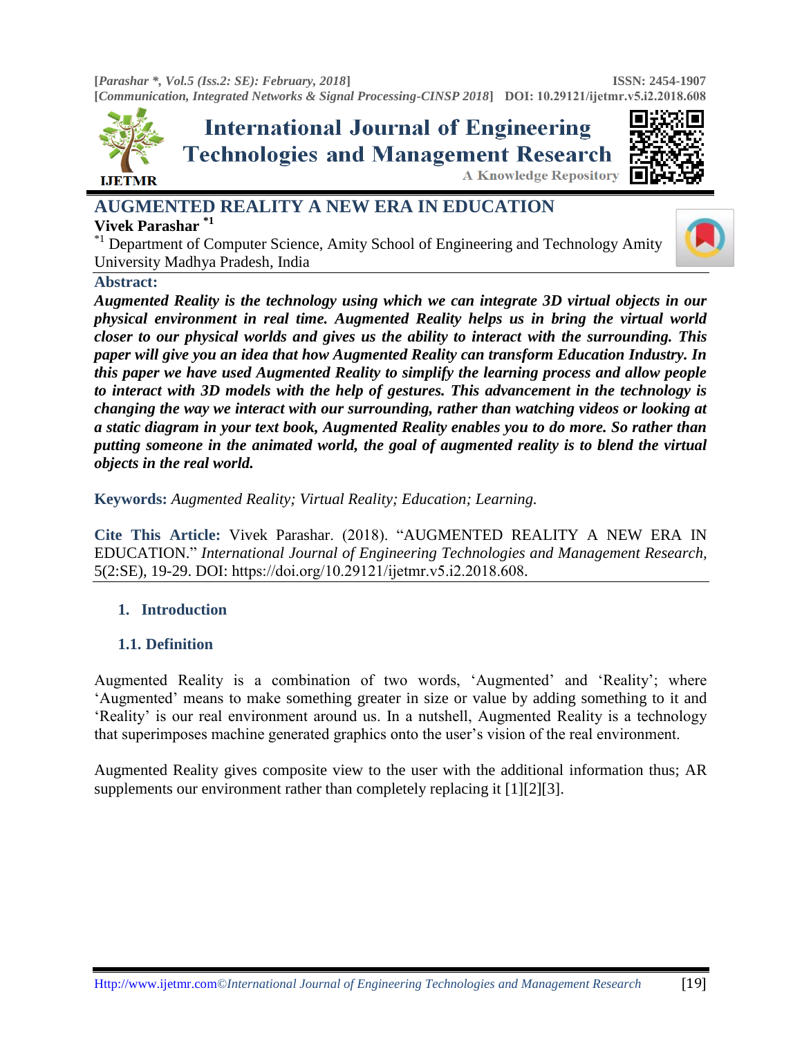# AUGMENTED REALITY A NEW ERA IN EDUCATION

**Vivek Parashar** [*1]

[*1] Department of Computer Science, Amity School of Engineering and Technology Amity University Madhya Pradesh, India

**Abstract:**

***Augmented Reality is the technology using which we can integrate 3D virtual objects in our physical environment in real time. Augmented Reality helps us in bring the virtual world closer to our physical worlds and gives us the ability to interact with the surrounding. This paper will give you an idea that how Augmented Reality can transform Education Industry. In this paper we have used Augmented Reality to simplify the learning process and allow people to interact with 3D models with the help of gestures. This advancement in the technology is changing the way we interact with our surrounding, rather than watching videos or looking at a static diagram in your text book, Augmented Reality enables you to do more. So rather than putting someone in the animated world, the goal of augmented reality is to blend the virtual objects in the real world.***

**Keywords:** *Augmented Reality; Virtual Reality; Education; Learning.*

**Cite This Article:** Vivek Parashar. (2018). "AUGMENTED REALITY A NEW ERA IN EDUCATION." *International Journal of Engineering Technologies and Management Research,* 5(2:SE), 19-29. DOI: https://doi.org/10.29121/ijetmr.v5.i2.2018.608.

## 1. Introduction

### 1.1. Definition

Augmented Reality is a combination of two words, 'Augmented' and 'Reality'; where 'Augmented' means to make something greater in size or value by adding something to it and 'Reality' is our real environment around us. In a nutshell, Augmented Reality is a technology that superimposes machine generated graphics onto the user's vision of the real environment.

Augmented Reality gives composite view to the user with the additional information thus; AR supplements our environment rather than completely replacing it [1][2][3].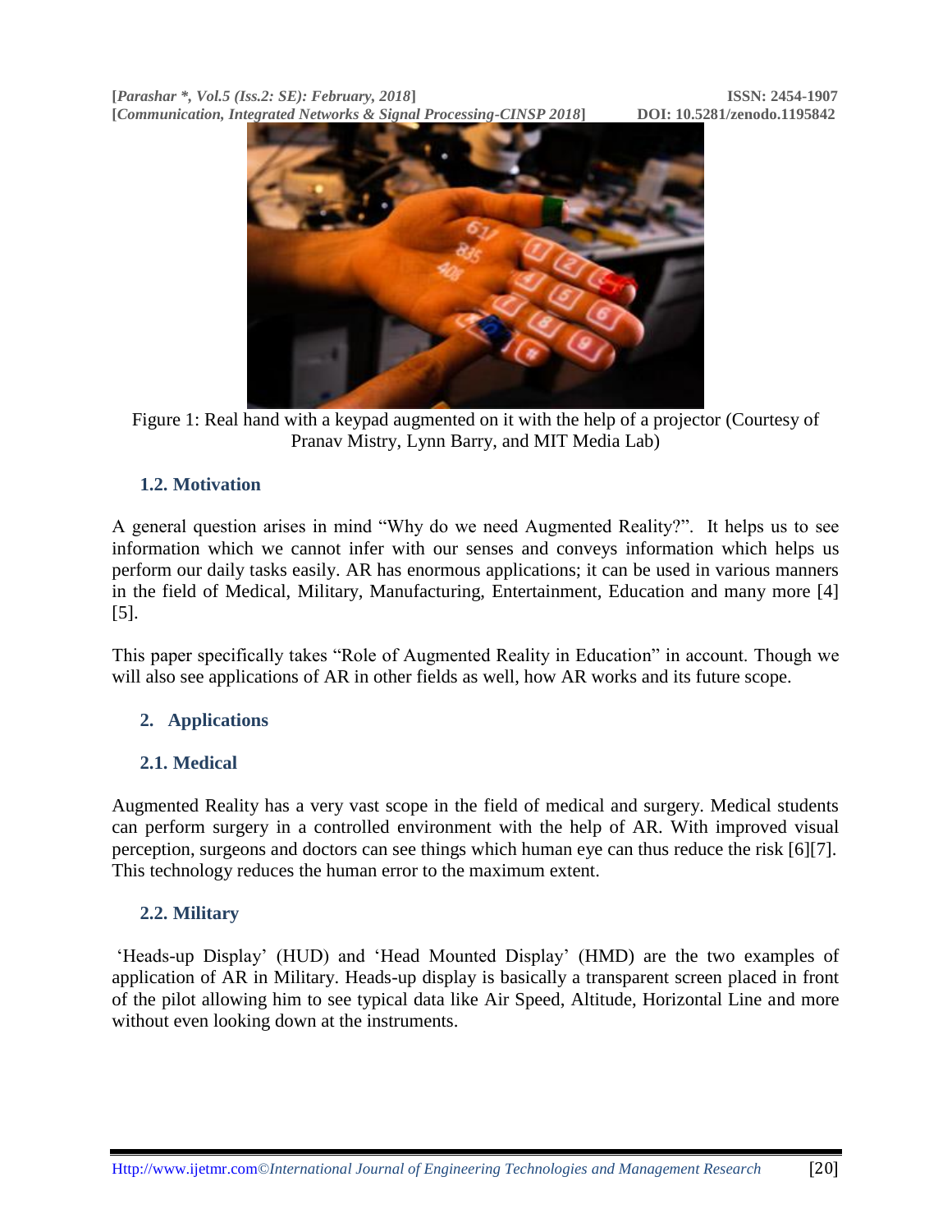Figure 1: Real hand with a keypad augmented on it with the help of a projector (Courtesy of Pranav Mistry, Lynn Barry, and MIT Media Lab)

### 1.2. Motivation

A general question arises in mind "Why do we need Augmented Reality?". It helps us to see information which we cannot infer with our senses and conveys information which helps us perform our daily tasks easily. AR has enormous applications; it can be used in various manners in the field of Medical, Military, Manufacturing, Entertainment, Education and many more [4] [5].

This paper specifically takes "Role of Augmented Reality in Education" in account. Though we will also see applications of AR in other fields as well, how AR works and its future scope.

## 2. Applications

### 2.1. Medical

Augmented Reality has a very vast scope in the field of medical and surgery. Medical students can perform surgery in a controlled environment with the help of AR. With improved visual perception, surgeons and doctors can see things which human eye can thus reduce the risk [6][7]. This technology reduces the human error to the maximum extent.

### 2.2. Military

'Heads-up Display' (HUD) and 'Head Mounted Display' (HMD) are the two examples of application of AR in Military. Heads-up display is basically a transparent screen placed in front of the pilot allowing him to see typical data like Air Speed, Altitude, Horizontal Line and more without even looking down at the instruments.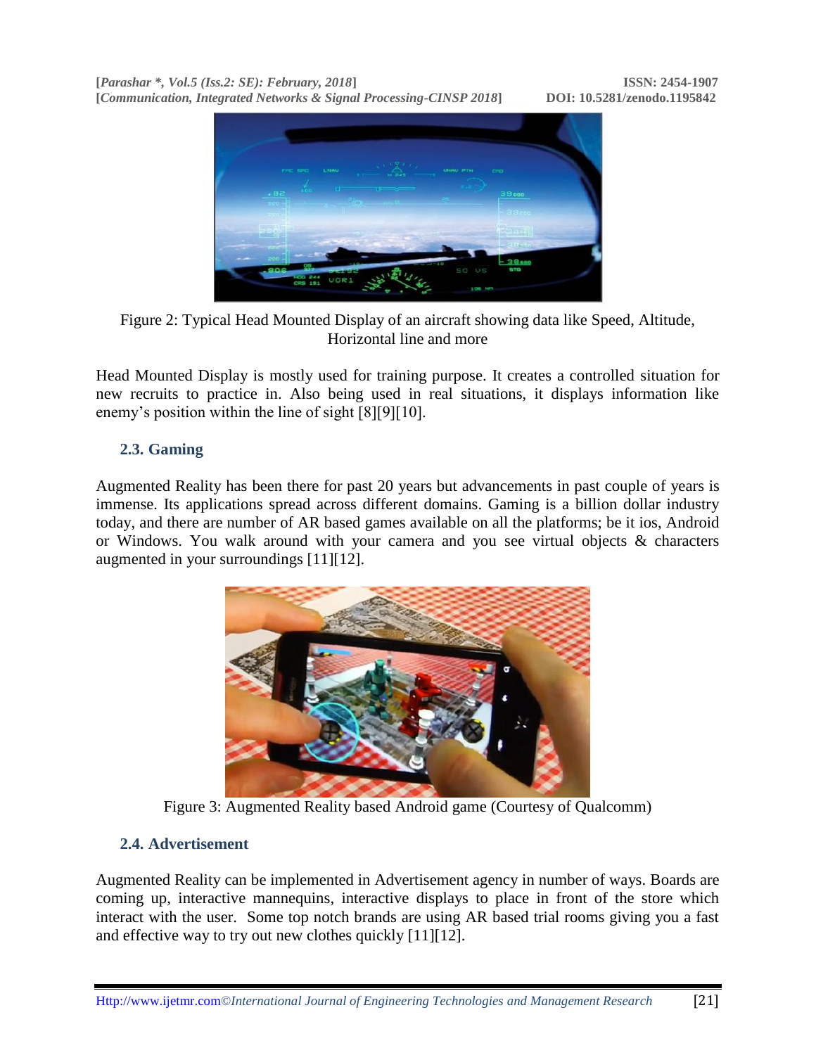Figure 2: Typical Head Mounted Display of an aircraft showing data like Speed, Altitude, Horizontal line and more

Head Mounted Display is mostly used for training purpose. It creates a controlled situation for new recruits to practice in. Also being used in real situations, it displays information like enemy's position within the line of sight [8][9][10].

### 2.3. Gaming

Augmented Reality has been there for past 20 years but advancements in past couple of years is immense. Its applications spread across different domains. Gaming is a billion dollar industry today, and there are number of AR based games available on all the platforms; be it ios, Android or Windows. You walk around with your camera and you see virtual objects & characters augmented in your surroundings [11][12].

Figure 3: Augmented Reality based Android game (Courtesy of Qualcomm)

### 2.4. Advertisement

Augmented Reality can be implemented in Advertisement agency in number of ways. Boards are coming up, interactive mannequins, interactive displays to place in front of the store which interact with the user. Some top notch brands are using AR based trial rooms giving you a fast and effective way to try out new clothes quickly [11][12].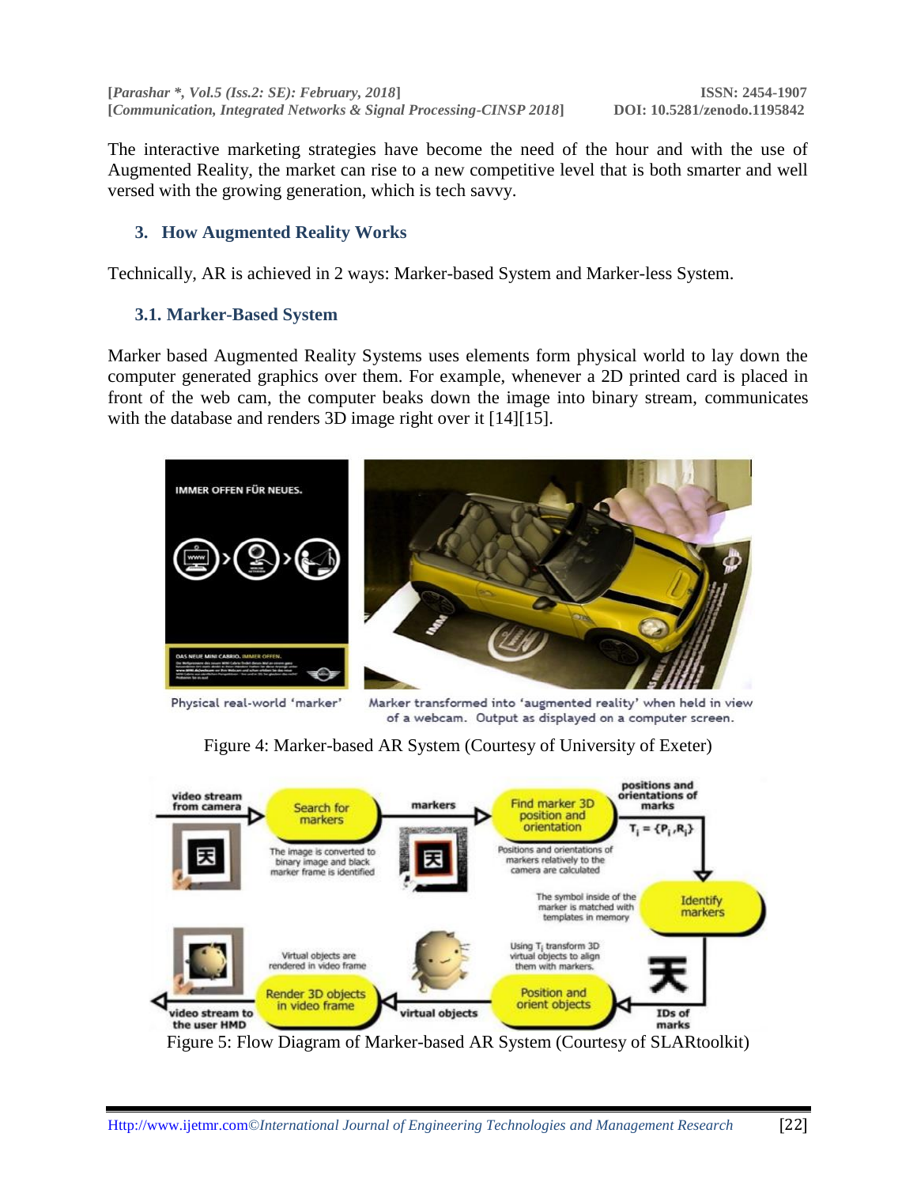The interactive marketing strategies have become the need of the hour and with the use of Augmented Reality, the market can rise to a new competitive level that is both smarter and well versed with the growing generation, which is tech savvy.

## 3. How Augmented Reality Works

Technically, AR is achieved in 2 ways: Marker-based System and Marker-less System.

### 3.1. Marker-Based System

Marker based Augmented Reality Systems uses elements form physical world to lay down the computer generated graphics over them. For example, whenever a 2D printed card is placed in front of the web cam, the computer beaks down the image into binary stream, communicates with the database and renders 3D image right over it [14][15].

Figure 4: Marker-based AR System (Courtesy of University of Exeter)

Figure 5: Flow Diagram of Marker-based AR System (Courtesy of SLARtoolkit)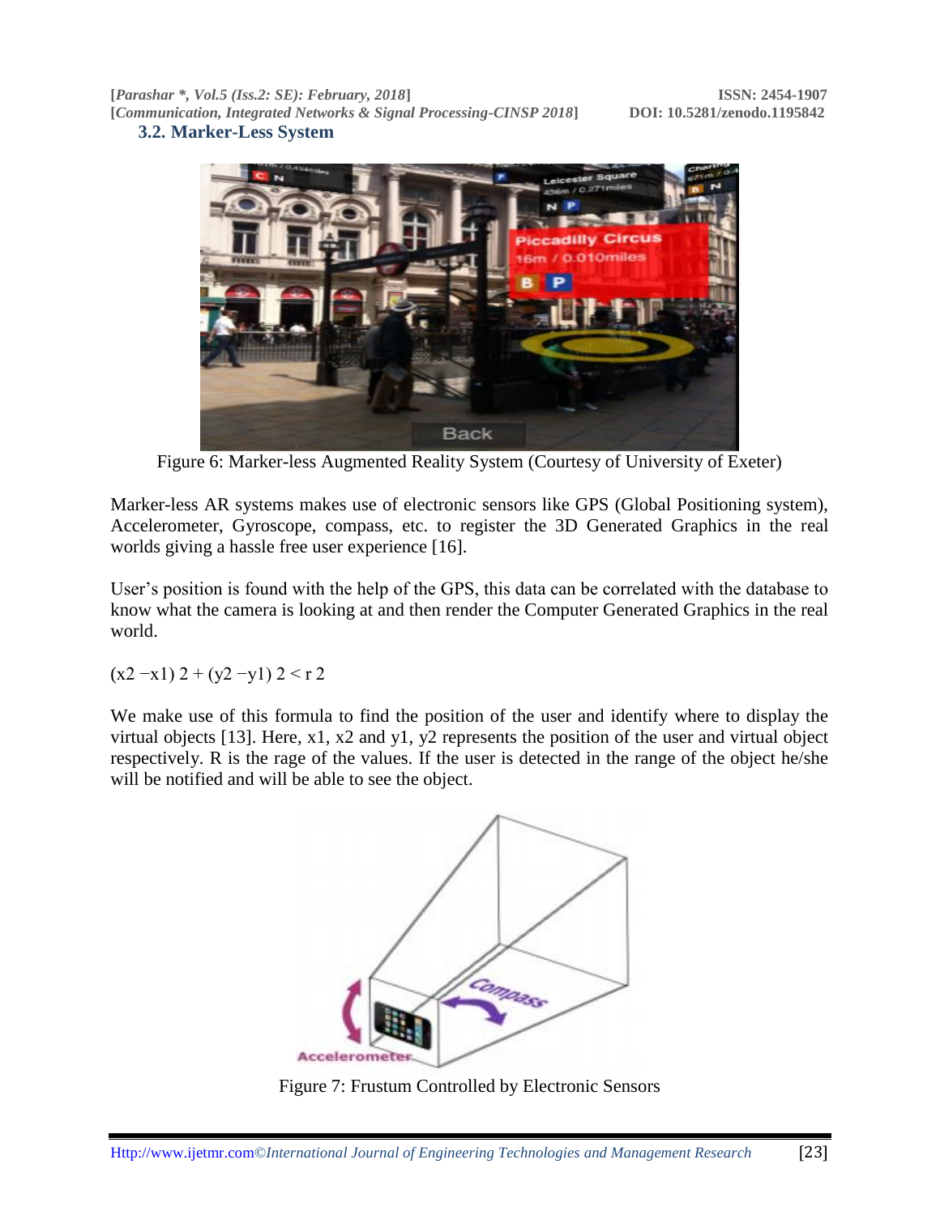### 3.2. Marker-Less System

Figure 6: Marker-less Augmented Reality System (Courtesy of University of Exeter)

Marker-less AR systems makes use of electronic sensors like GPS (Global Positioning system), Accelerometer, Gyroscope, compass, etc. to register the 3D Generated Graphics in the real worlds giving a hassle free user experience [16].

User's position is found with the help of the GPS, this data can be correlated with the database to know what the camera is looking at and then render the Computer Generated Graphics in the real world.

$$(x2 - x1)^2 + (y2 - y1)^2 < r^2$$

We make use of this formula to find the position of the user and identify where to display the virtual objects [13]. Here, x1, x2 and y1, y2 represents the position of the user and virtual object respectively. R is the rage of the values. If the user is detected in the range of the object he/she will be notified and will be able to see the object.

Figure 7: Frustum Controlled by Electronic Sensors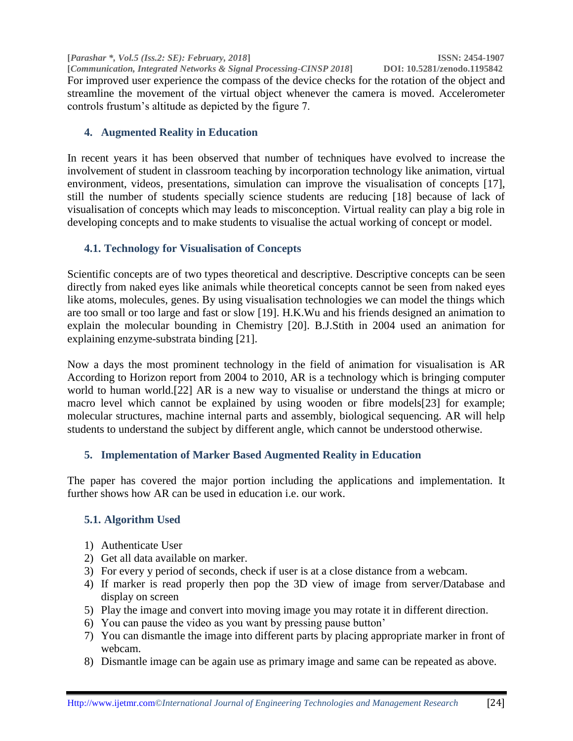For improved user experience the compass of the device checks for the rotation of the object and streamline the movement of the virtual object whenever the camera is moved. Accelerometer controls frustum's altitude as depicted by the figure 7.

## 4. Augmented Reality in Education

In recent years it has been observed that number of techniques have evolved to increase the involvement of student in classroom teaching by incorporation technology like animation, virtual environment, videos, presentations, simulation can improve the visualisation of concepts [17], still the number of students specially science students are reducing [18] because of lack of visualisation of concepts which may leads to misconception. Virtual reality can play a big role in developing concepts and to make students to visualise the actual working of concept or model.

### 4.1. Technology for Visualisation of Concepts

Scientific concepts are of two types theoretical and descriptive. Descriptive concepts can be seen directly from naked eyes like animals while theoretical concepts cannot be seen from naked eyes like atoms, molecules, genes. By using visualisation technologies we can model the things which are too small or too large and fast or slow [19]. H.K.Wu and his friends designed an animation to explain the molecular bounding in Chemistry [20]. B.J.Stith in 2004 used an animation for explaining enzyme-substrata binding [21].

Now a days the most prominent technology in the field of animation for visualisation is AR According to Horizon report from 2004 to 2010, AR is a technology which is bringing computer world to human world.[22] AR is a new way to visualise or understand the things at micro or macro level which cannot be explained by using wooden or fibre models[23] for example; molecular structures, machine internal parts and assembly, biological sequencing. AR will help students to understand the subject by different angle, which cannot be understood otherwise.

## 5. Implementation of Marker Based Augmented Reality in Education

The paper has covered the major portion including the applications and implementation. It further shows how AR can be used in education i.e. our work.

### 5.1. Algorithm Used

1) Authenticate User
2) Get all data available on marker.
3) For every y period of seconds, check if user is at a close distance from a webcam.
4) If marker is read properly then pop the 3D view of image from server/Database and display on screen
5) Play the image and convert into moving image you may rotate it in different direction.
6) You can pause the video as you want by pressing pause button'
7) You can dismantle the image into different parts by placing appropriate marker in front of webcam.
8) Dismantle image can be again use as primary image and same can be repeated as above.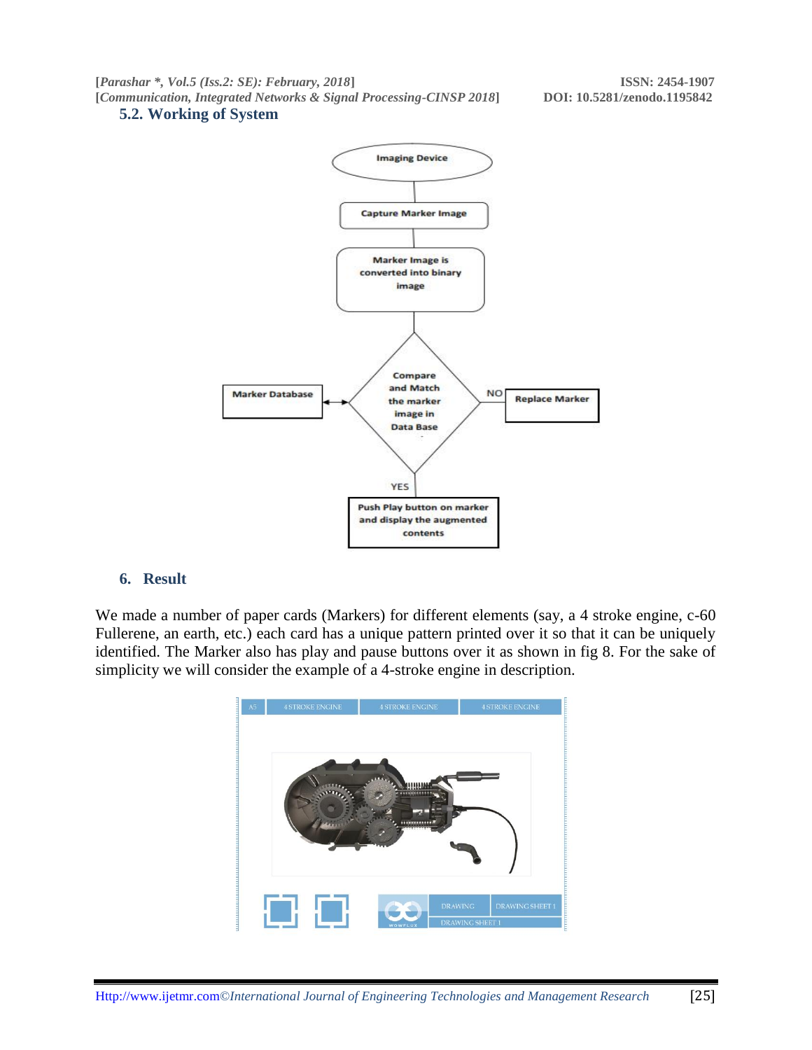### 5.2. Working of System

Imaging Device

Capture Marker Image

Marker Image is converted into binary image

Compare and Match the marker image in Data Base

Marker Database

NO

Replace Marker

YES

Push Play button on marker and display the augmented contents

## 6. Result

We made a number of paper cards (Markers) for different elements (say, a 4 stroke engine, c-60 Fullerene, an earth, etc.) each card has a unique pattern printed over it so that it can be uniquely identified. The Marker also has play and pause buttons over it as shown in fig 8. For the sake of simplicity we will consider the example of a 4-stroke engine in description.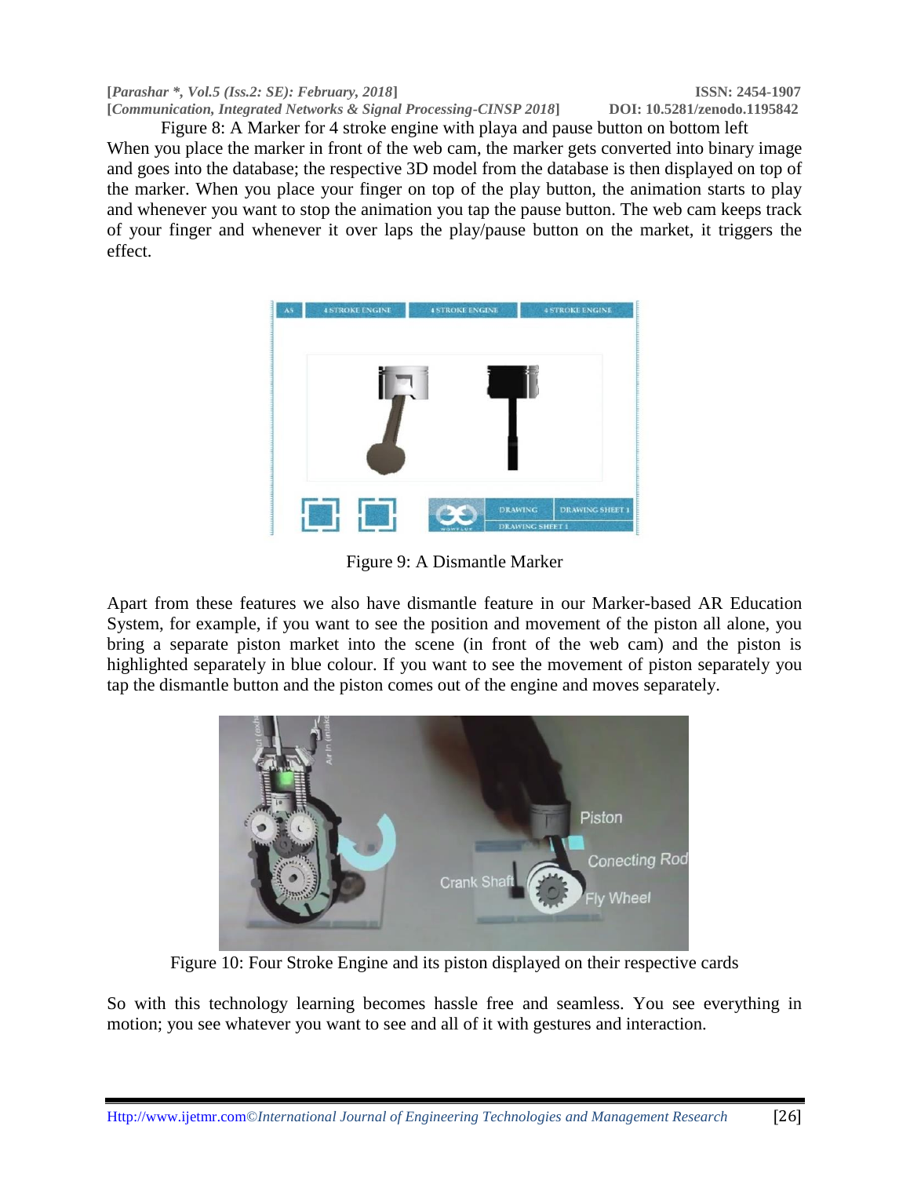Figure 8: A Marker for 4 stroke engine with playa and pause button on bottom left

When you place the marker in front of the web cam, the marker gets converted into binary image and goes into the database; the respective 3D model from the database is then displayed on top of the marker. When you place your finger on top of the play button, the animation starts to play and whenever you want to stop the animation you tap the pause button. The web cam keeps track of your finger and whenever it over laps the play/pause button on the market, it triggers the effect.

Figure 9: A Dismantle Marker

Apart from these features we also have dismantle feature in our Marker-based AR Education System, for example, if you want to see the position and movement of the piston all alone, you bring a separate piston market into the scene (in front of the web cam) and the piston is highlighted separately in blue colour. If you want to see the movement of piston separately you tap the dismantle button and the piston comes out of the engine and moves separately.

Figure 10: Four Stroke Engine and its piston displayed on their respective cards

So with this technology learning becomes hassle free and seamless. You see everything in motion; you see whatever you want to see and all of it with gestures and interaction.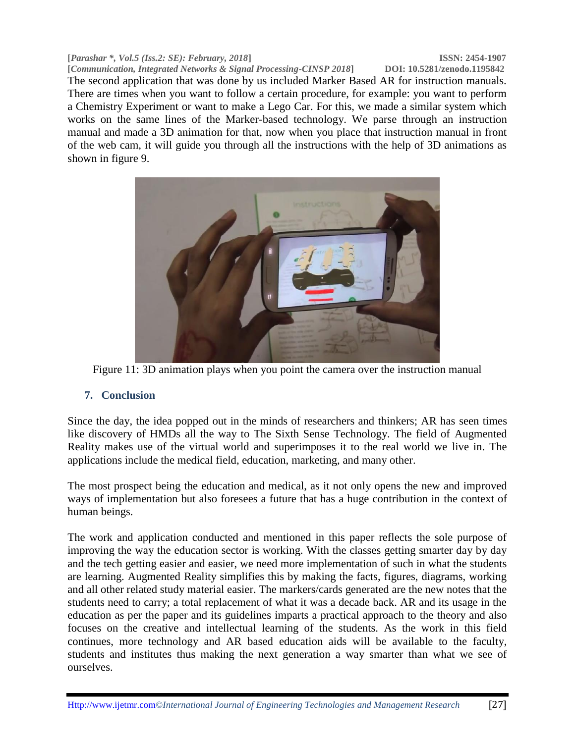The second application that was done by us included Marker Based AR for instruction manuals. There are times when you want to follow a certain procedure, for example: you want to perform a Chemistry Experiment or want to make a Lego Car. For this, we made a similar system which works on the same lines of the Marker-based technology. We parse through an instruction manual and made a 3D animation for that, now when you place that instruction manual in front of the web cam, it will guide you through all the instructions with the help of 3D animations as shown in figure 9.

Figure 11: 3D animation plays when you point the camera over the instruction manual

## 7. Conclusion

Since the day, the idea popped out in the minds of researchers and thinkers; AR has seen times like discovery of HMDs all the way to The Sixth Sense Technology. The field of Augmented Reality makes use of the virtual world and superimposes it to the real world we live in. The applications include the medical field, education, marketing, and many other.

The most prospect being the education and medical, as it not only opens the new and improved ways of implementation but also foresees a future that has a huge contribution in the context of human beings.

The work and application conducted and mentioned in this paper reflects the sole purpose of improving the way the education sector is working. With the classes getting smarter day by day and the tech getting easier and easier, we need more implementation of such in what the students are learning. Augmented Reality simplifies this by making the facts, figures, diagrams, working and all other related study material easier. The markers/cards generated are the new notes that the students need to carry; a total replacement of what it was a decade back. AR and its usage in the education as per the paper and its guidelines imparts a practical approach to the theory and also focuses on the creative and intellectual learning of the students. As the work in this field continues, more technology and AR based education aids will be available to the faculty, students and institutes thus making the next generation a way smarter than what we see of ourselves.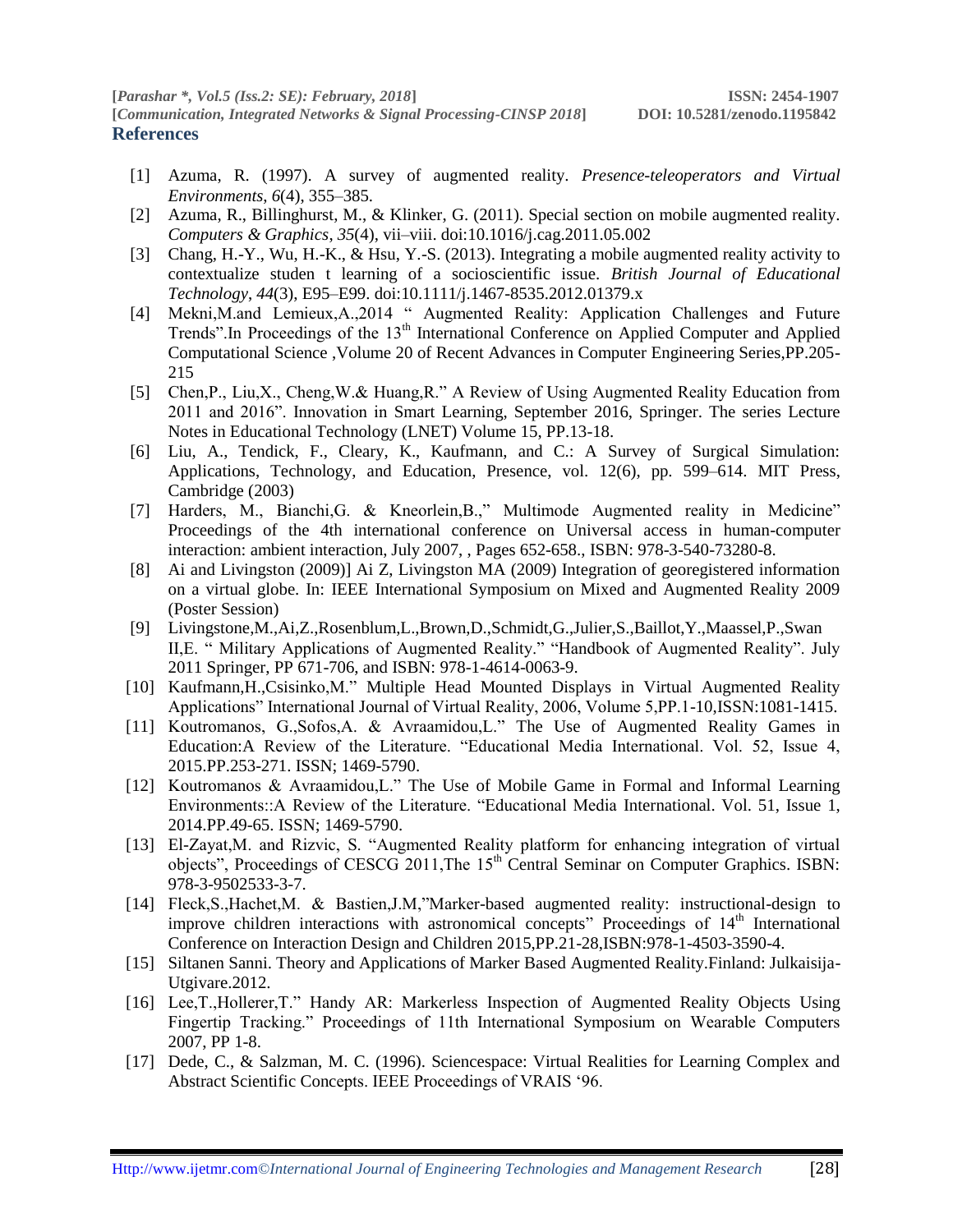## References

[1] Azuma, R. (1997). A survey of augmented reality. *Presence-teleoperators and Virtual Environments*, *6*(4), 355–385.

[2] Azuma, R., Billinghurst, M., & Klinker, G. (2011). Special section on mobile augmented reality. *Computers & Graphics*, *35*(4), vii–viii. doi:10.1016/j.cag.2011.05.002

[3] Chang, H.-Y., Wu, H.-K., & Hsu, Y.-S. (2013). Integrating a mobile augmented reality activity to contextualize studen t learning of a socioscientific issue. *British Journal of Educational Technology*, *44*(3), E95–E99. doi:10.1111/j.1467-8535.2012.01379.x

[4] Mekni,M.and Lemieux,A.,2014 " Augmented Reality: Application Challenges and Future Trends".In Proceedings of the 13th International Conference on Applied Computer and Applied Computational Science ,Volume 20 of Recent Advances in Computer Engineering Series,PP.205-215

[5] Chen,P., Liu,X., Cheng,W.& Huang,R." A Review of Using Augmented Reality Education from 2011 and 2016". Innovation in Smart Learning, September 2016, Springer. The series Lecture Notes in Educational Technology (LNET) Volume 15, PP.13-18.

[6] Liu, A., Tendick, F., Cleary, K., Kaufmann, and C.: A Survey of Surgical Simulation: Applications, Technology, and Education, Presence, vol. 12(6), pp. 599–614. MIT Press, Cambridge (2003)

[7] Harders, M., Bianchi,G. & Kneorlein,B.," Multimode Augmented reality in Medicine" Proceedings of the 4th international conference on Universal access in human-computer interaction: ambient interaction, July 2007, , Pages 652-658., ISBN: 978-3-540-73280-8.

[8] Ai and Livingston (2009)] Ai Z, Livingston MA (2009) Integration of georegistered information on a virtual globe. In: IEEE International Symposium on Mixed and Augmented Reality 2009 (Poster Session)

[9] Livingstone,M.,Ai,Z.,Rosenblum,L.,Brown,D.,Schmidt,G.,Julier,S.,Baillot,Y.,Maassel,P.,Swan II,E. " Military Applications of Augmented Reality." "Handbook of Augmented Reality". July 2011 Springer, PP 671-706, and ISBN: 978-1-4614-0063-9.

[10] Kaufmann,H.,Csisinko,M." Multiple Head Mounted Displays in Virtual Augmented Reality Applications" International Journal of Virtual Reality, 2006, Volume 5,PP.1-10,ISSN:1081-1415.

[11] Koutromanos, G.,Sofos,A. & Avraamidou,L." The Use of Augmented Reality Games in Education:A Review of the Literature. "Educational Media International. Vol. 52, Issue 4, 2015.PP.253-271. ISSN; 1469-5790.

[12] Koutromanos & Avraamidou,L." The Use of Mobile Game in Formal and Informal Learning Environments::A Review of the Literature. "Educational Media International. Vol. 51, Issue 1, 2014.PP.49-65. ISSN; 1469-5790.

[13] El-Zayat,M. and Rizvic, S. "Augmented Reality platform for enhancing integration of virtual objects", Proceedings of CESCG 2011,The 15th Central Seminar on Computer Graphics. ISBN: 978-3-9502533-3-7.

[14] Fleck,S.,Hachet,M. & Bastien,J.M,"Marker-based augmented reality: instructional-design to improve children interactions with astronomical concepts" Proceedings of 14th International Conference on Interaction Design and Children 2015,PP.21-28,ISBN:978-1-4503-3590-4.

[15] Siltanen Sanni. Theory and Applications of Marker Based Augmented Reality.Finland: Julkaisija-Utgivare.2012.

[16] Lee,T.,Hollerer,T." Handy AR: Markerless Inspection of Augmented Reality Objects Using Fingertip Tracking." Proceedings of 11th International Symposium on Wearable Computers 2007, PP 1-8.

[17] Dede, C., & Salzman, M. C. (1996). Sciencespace: Virtual Realities for Learning Complex and Abstract Scientific Concepts. IEEE Proceedings of VRAIS '96.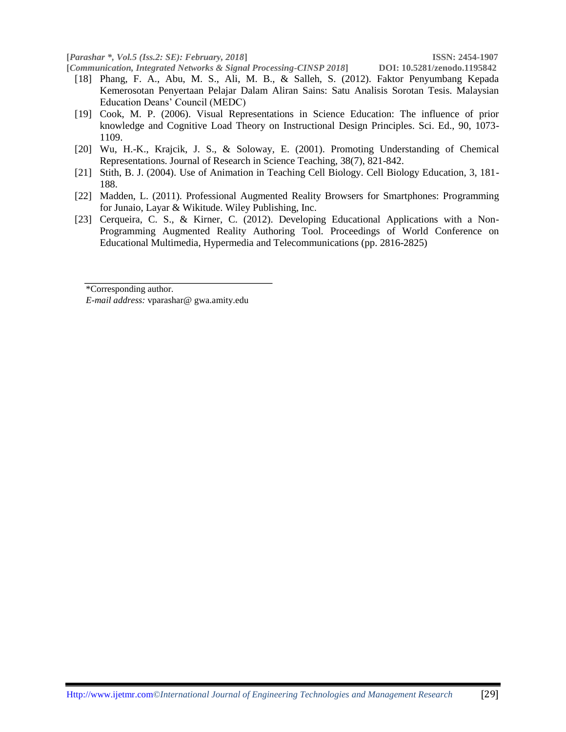[18] Phang, F. A., Abu, M. S., Ali, M. B., & Salleh, S. (2012). Faktor Penyumbang Kepada Kemerosotan Penyertaan Pelajar Dalam Aliran Sains: Satu Analisis Sorotan Tesis. Malaysian Education Deans' Council (MEDC)

[19] Cook, M. P. (2006). Visual Representations in Science Education: The influence of prior knowledge and Cognitive Load Theory on Instructional Design Principles. Sci. Ed., 90, 1073-1109.

[20] Wu, H.-K., Krajcik, J. S., & Soloway, E. (2001). Promoting Understanding of Chemical Representations. Journal of Research in Science Teaching, 38(7), 821-842.

[21] Stith, B. J. (2004). Use of Animation in Teaching Cell Biology. Cell Biology Education, 3, 181-188.

[22] Madden, L. (2011). Professional Augmented Reality Browsers for Smartphones: Programming for Junaio, Layar & Wikitude. Wiley Publishing, Inc.

[23] Cerqueira, C. S., & Kirner, C. (2012). Developing Educational Applications with a Non-Programming Augmented Reality Authoring Tool. Proceedings of World Conference on Educational Multimedia, Hypermedia and Telecommunications (pp. 2816-2825)

---

*Corresponding author.

*E-mail address:* vparashar@ gwa.amity.edu